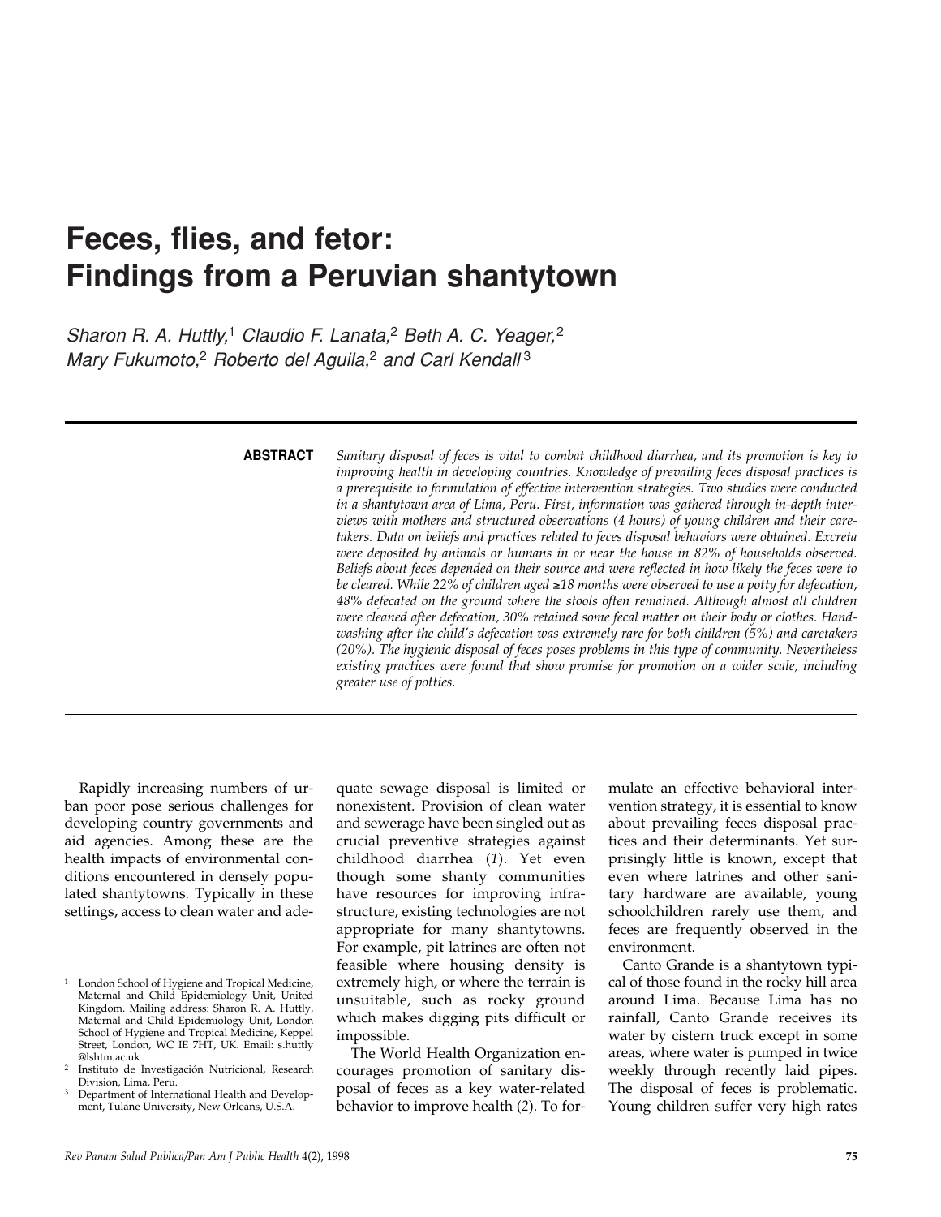# Feces, flies, and fetor: Findings from a Peruvian shantytown

*Sharon R. A. Huttly,*[1] *Claudio F. Lanata,*[2] *Beth A. C. Yeager,*[2] *Mary Fukumoto,*[2] *Roberto del Aguila,*[2] *and Carl Kendall*[3]

**ABSTRACT**

*Sanitary disposal of feces is vital to combat childhood diarrhea, and its promotion is key to improving health in developing countries. Knowledge of prevailing feces disposal practices is a prerequisite to formulation of effective intervention strategies. Two studies were conducted in a shantytown area of Lima, Peru. First, information was gathered through in-depth interviews with mothers and structured observations (4 hours) of young children and their caretakers. Data on beliefs and practices related to feces disposal behaviors were obtained. Excreta were deposited by animals or humans in or near the house in 82% of households observed. Beliefs about feces depended on their source and were reflected in how likely the feces were to be cleared. While 22% of children aged ≥18 months were observed to use a potty for defecation, 48% defecated on the ground where the stools often remained. Although almost all children were cleaned after defecation, 30% retained some fecal matter on their body or clothes. Handwashing after the child's defecation was extremely rare for both children (5%) and caretakers (20%). The hygienic disposal of feces poses problems in this type of community. Nevertheless existing practices were found that show promise for promotion on a wider scale, including greater use of potties.*

Rapidly increasing numbers of urban poor pose serious challenges for developing country governments and aid agencies. Among these are the health impacts of environmental conditions encountered in densely populated shantytowns. Typically in these settings, access to clean water and adequate sewage disposal is limited or nonexistent. Provision of clean water and sewerage have been singled out as crucial preventive strategies against childhood diarrhea (*1*). Yet even though some shanty communities have resources for improving infrastructure, existing technologies are not appropriate for many shantytowns. For example, pit latrines are often not feasible where housing density is extremely high, or where the terrain is unsuitable, such as rocky ground which makes digging pits difficult or impossible.

The World Health Organization encourages promotion of sanitary disposal of feces as a key water-related behavior to improve health (*2*). To formulate an effective behavioral intervention strategy, it is essential to know about prevailing feces disposal practices and their determinants. Yet surprisingly little is known, except that even where latrines and other sanitary hardware are available, young schoolchildren rarely use them, and feces are frequently observed in the environment.

Canto Grande is a shantytown typical of those found in the rocky hill area around Lima. Because Lima has no rainfall, Canto Grande receives its water by cistern truck except in some areas, where water is pumped in twice weekly through recently laid pipes. The disposal of feces is problematic. Young children suffer very high rates

---

[1] London School of Hygiene and Tropical Medicine, Maternal and Child Epidemiology Unit, United Kingdom. Mailing address: Sharon R. A. Huttly, Maternal and Child Epidemiology Unit, London School of Hygiene and Tropical Medicine, Keppel Street, London, WC IE 7HT, UK. Email: s.huttly@lshtm.ac.uk

[2] Instituto de Investigación Nutricional, Research Division, Lima, Peru.

[3] Department of International Health and Development, Tulane University, New Orleans, U.S.A.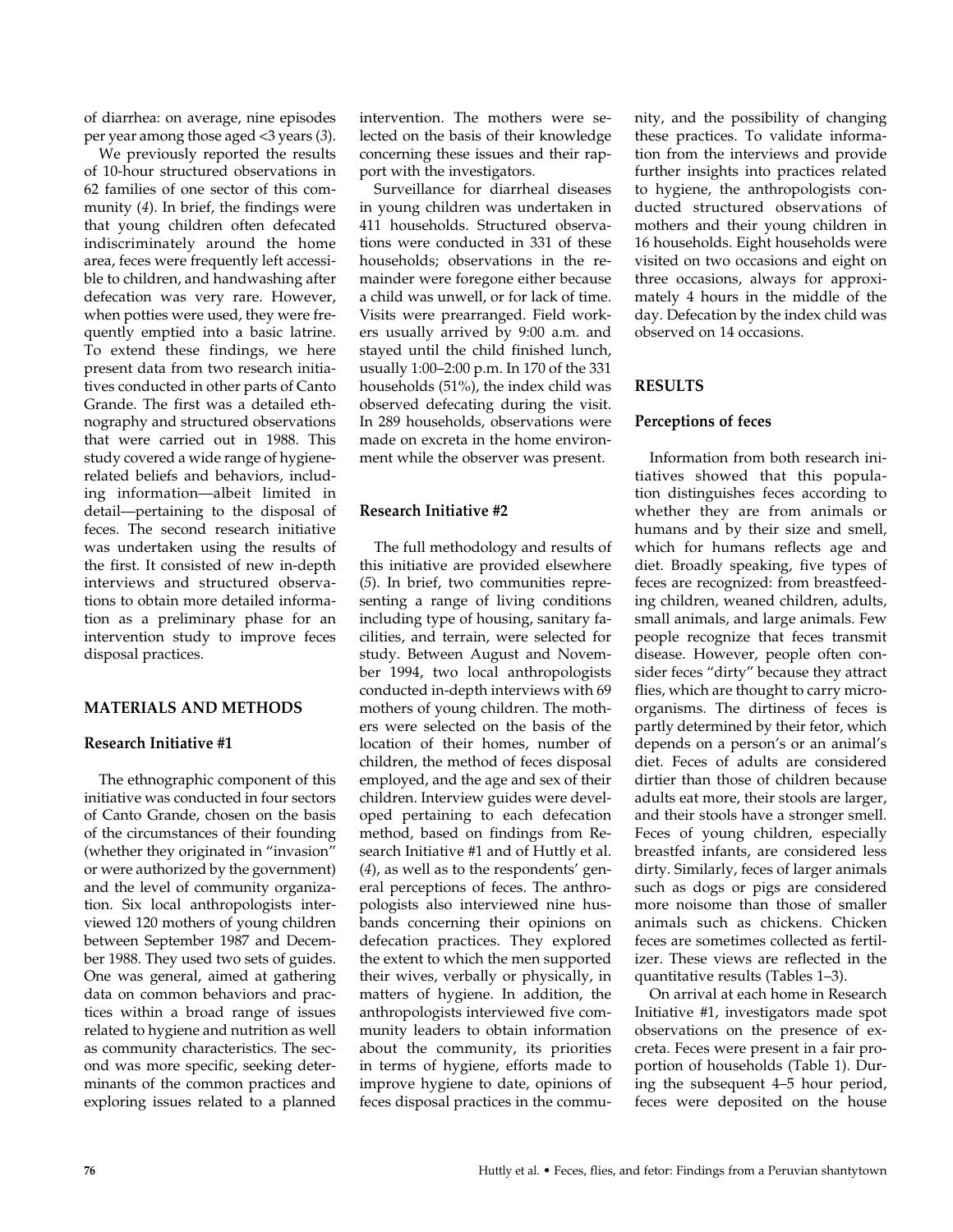of diarrhea: on average, nine episodes per year among those aged <3 years (3).

We previously reported the results of 10-hour structured observations in 62 families of one sector of this community (4). In brief, the findings were that young children often defecated indiscriminately around the home area, feces were frequently left accessible to children, and handwashing after defecation was very rare. However, when potties were used, they were frequently emptied into a basic latrine. To extend these findings, we here present data from two research initiatives conducted in other parts of Canto Grande. The first was a detailed ethnography and structured observations that were carried out in 1988. This study covered a wide range of hygiene-related beliefs and behaviors, including information—albeit limited in detail—pertaining to the disposal of feces. The second research initiative was undertaken using the results of the first. It consisted of new in-depth interviews and structured observations to obtain more detailed information as a preliminary phase for an intervention study to improve feces disposal practices.

## MATERIALS AND METHODS

### Research Initiative #1

The ethnographic component of this initiative was conducted in four sectors of Canto Grande, chosen on the basis of the circumstances of their founding (whether they originated in "invasion" or were authorized by the government) and the level of community organization. Six local anthropologists interviewed 120 mothers of young children between September 1987 and December 1988. They used two sets of guides. One was general, aimed at gathering data on common behaviors and practices within a broad range of issues related to hygiene and nutrition as well as community characteristics. The second was more specific, seeking determinants of the common practices and exploring issues related to a planned intervention. The mothers were selected on the basis of their knowledge concerning these issues and their rapport with the investigators.

Surveillance for diarrheal diseases in young children was undertaken in 411 households. Structured observations were conducted in 331 of these households; observations in the remainder were foregone either because a child was unwell, or for lack of time. Visits were prearranged. Field workers usually arrived by 9:00 a.m. and stayed until the child finished lunch, usually 1:00–2:00 p.m. In 170 of the 331 households (51%), the index child was observed defecating during the visit. In 289 households, observations were made on excreta in the home environment while the observer was present.

### Research Initiative #2

The full methodology and results of this initiative are provided elsewhere (5). In brief, two communities representing a range of living conditions including type of housing, sanitary facilities, and terrain, were selected for study. Between August and November 1994, two local anthropologists conducted in-depth interviews with 69 mothers of young children. The mothers were selected on the basis of the location of their homes, number of children, the method of feces disposal employed, and the age and sex of their children. Interview guides were developed pertaining to each defecation method, based on findings from Research Initiative #1 and of Huttly et al. (4), as well as to the respondents' general perceptions of feces. The anthropologists also interviewed nine husbands concerning their opinions on defecation practices. They explored the extent to which the men supported their wives, verbally or physically, in matters of hygiene. In addition, the anthropologists interviewed five community leaders to obtain information about the community, its priorities in terms of hygiene, efforts made to improve hygiene to date, opinions of feces disposal practices in the community, and the possibility of changing these practices. To validate information from the interviews and provide further insights into practices related to hygiene, the anthropologists conducted structured observations of mothers and their young children in 16 households. Eight households were visited on two occasions and eight on three occasions, always for approximately 4 hours in the middle of the day. Defecation by the index child was observed on 14 occasions.

## RESULTS

### Perceptions of feces

Information from both research initiatives showed that this population distinguishes feces according to whether they are from animals or humans and by their size and smell, which for humans reflects age and diet. Broadly speaking, five types of feces are recognized: from breastfeeding children, weaned children, adults, small animals, and large animals. Few people recognize that feces transmit disease. However, people often consider feces "dirty" because they attract flies, which are thought to carry microorganisms. The dirtiness of feces is partly determined by their fetor, which depends on a person's or an animal's diet. Feces of adults are considered dirtier than those of children because adults eat more, their stools are larger, and their stools have a stronger smell. Feces of young children, especially breastfed infants, are considered less dirty. Similarly, feces of larger animals such as dogs or pigs are considered more noisome than those of smaller animals such as chickens. Chicken feces are sometimes collected as fertilizer. These views are reflected in the quantitative results (Tables 1–3).

On arrival at each home in Research Initiative #1, investigators made spot observations on the presence of excreta. Feces were present in a fair proportion of households (Table 1). During the subsequent 4–5 hour period, feces were deposited on the house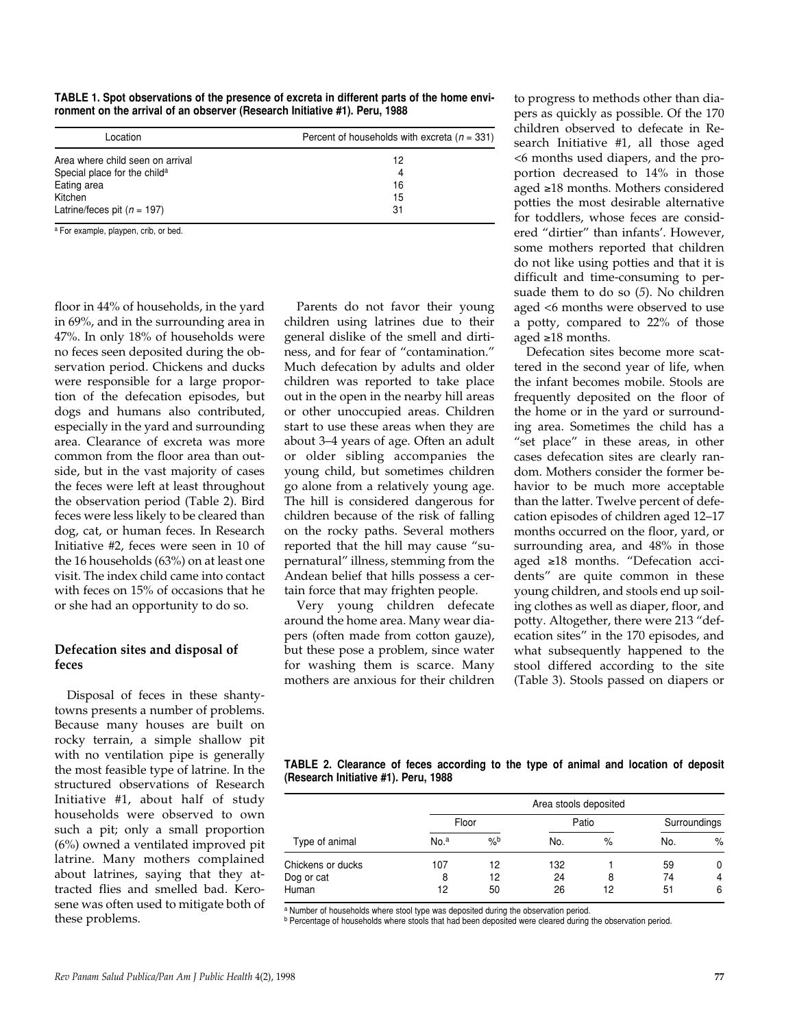**TABLE 1. Spot observations of the presence of excreta in different parts of the home environment on the arrival of an observer (Research Initiative #1). Peru, 1988**

| Location | Percent of households with excreta ($n$ = 331) |
|---|---|
| Area where child seen on arrival | 12 |
| Special place for the child[a] | 4 |
| Eating area | 16 |
| Kitchen | 15 |
| Latrine/feces pit ($n$ = 197) | 31 |

[a] For example, playpen, crib, or bed.

floor in 44% of households, in the yard in 69%, and in the surrounding area in 47%. In only 18% of households were no feces seen deposited during the observation period. Chickens and ducks were responsible for a large proportion of the defecation episodes, but dogs and humans also contributed, especially in the yard and surrounding area. Clearance of excreta was more common from the floor area than outside, but in the vast majority of cases the feces were left at least throughout the observation period (Table 2). Bird feces were less likely to be cleared than dog, cat, or human feces. In Research Initiative #2, feces were seen in 10 of the 16 households (63%) on at least one visit. The index child came into contact with feces on 15% of occasions that he or she had an opportunity to do so.

## Defecation sites and disposal of feces

Disposal of feces in these shantytowns presents a number of problems. Because many houses are built on rocky terrain, a simple shallow pit with no ventilation pipe is generally the most feasible type of latrine. In the structured observations of Research Initiative #1, about half of study households were observed to own such a pit; only a small proportion (6%) owned a ventilated improved pit latrine. Many mothers complained about latrines, saying that they attracted flies and smelled bad. Kerosene was often used to mitigate both of these problems.

Parents do not favor their young children using latrines due to their general dislike of the smell and dirtiness, and for fear of "contamination." Much defecation by adults and older children was reported to take place out in the open in the nearby hill areas or other unoccupied areas. Children start to use these areas when they are about 3–4 years of age. Often an adult or older sibling accompanies the young child, but sometimes children go alone from a relatively young age. The hill is considered dangerous for children because of the risk of falling on the rocky paths. Several mothers reported that the hill may cause "supernatural" illness, stemming from the Andean belief that hills possess a certain force that may frighten people.

Very young children defecate around the home area. Many wear diapers (often made from cotton gauze), but these pose a problem, since water for washing them is scarce. Many mothers are anxious for their children to progress to methods other than diapers as quickly as possible. Of the 170 children observed to defecate in Research Initiative #1, all those aged <6 months used diapers, and the proportion decreased to 14% in those aged ≥18 months. Mothers considered potties the most desirable alternative for toddlers, whose feces are considered "dirtier" than infants'. However, some mothers reported that children do not like using potties and that it is difficult and time-consuming to persuade them to do so (5). No children aged <6 months were observed to use a potty, compared to 22% of those aged ≥18 months.

Defecation sites become more scattered in the second year of life, when the infant becomes mobile. Stools are frequently deposited on the floor of the home or in the yard or surrounding area. Sometimes the child has a "set place" in these areas, in other cases defecation sites are clearly random. Mothers consider the former behavior to be much more acceptable than the latter. Twelve percent of defecation episodes of children aged 12–17 months occurred on the floor, yard, or surrounding area, and 48% in those aged ≥18 months. "Defecation accidents" are quite common in these young children, and stools end up soiling clothes as well as diaper, floor, and potty. Altogether, there were 213 "defecation sites" in the 170 episodes, and what subsequently happened to the stool differed according to the site (Table 3). Stools passed on diapers or

**TABLE 2. Clearance of feces according to the type of animal and location of deposit (Research Initiative #1). Peru, 1988**

| | Area stools deposited | | | | | |
|---|---|---|---|---|---|---|
| | Floor | | Patio | | Surroundings | |
| Type of animal | No.[a] | %[b] | No. | % | No. | % |
| Chickens or ducks | 107 | 12 | 132 | 1 | 59 | 0 |
| Dog or cat | 8 | 12 | 24 | 8 | 74 | 4 |
| Human | 12 | 50 | 26 | 12 | 51 | 6 |

[a] Number of households where stool type was deposited during the observation period.
[b] Percentage of households where stools that had been deposited were cleared during the observation period.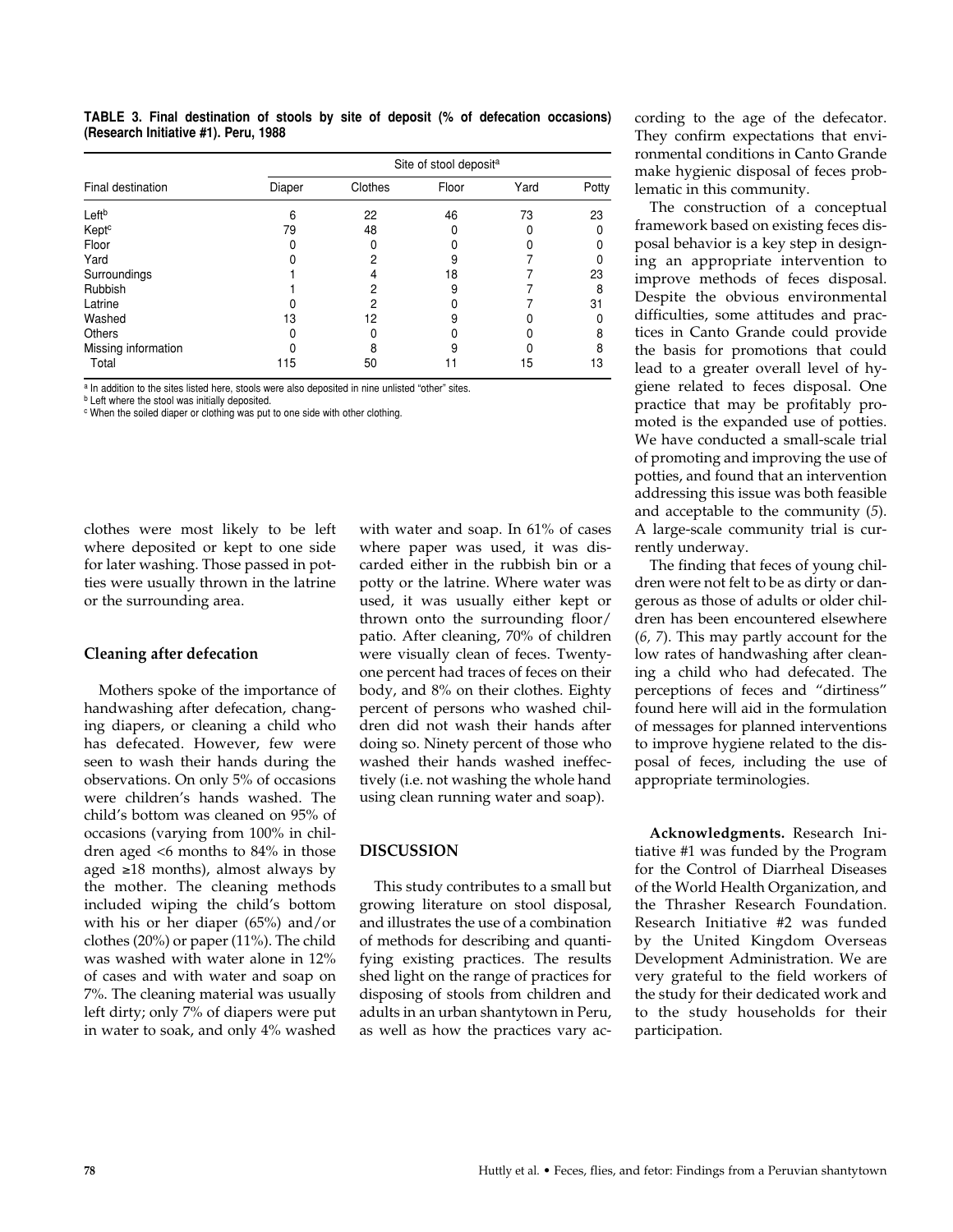**TABLE 3. Final destination of stools by site of deposit (% of defecation occasions) (Research Initiative #1). Peru, 1988**

| Final destination | Site of stool deposit[a] | | | | |
|---|---|---|---|---|---|
| | Diaper | Clothes | Floor | Yard | Potty |
| Left[b] | 6 | 22 | 46 | 73 | 23 |
| Kept[c] | 79 | 48 | 0 | 0 | 0 |
| Floor | 0 | 0 | 0 | 0 | 0 |
| Yard | 0 | 2 | 9 | 7 | 0 |
| Surroundings | 1 | 4 | 18 | 7 | 23 |
| Rubbish | 1 | 2 | 9 | 7 | 8 |
| Latrine | 0 | 2 | 0 | 7 | 31 |
| Washed | 13 | 12 | 9 | 0 | 0 |
| Others | 0 | 0 | 0 | 0 | 8 |
| Missing information | 0 | 8 | 9 | 0 | 8 |
| Total | 115 | 50 | 11 | 15 | 13 |

[a] In addition to the sites listed here, stools were also deposited in nine unlisted "other" sites.
[b] Left where the stool was initially deposited.
[c] When the soiled diaper or clothing was put to one side with other clothing.

clothes were most likely to be left where deposited or kept to one side for later washing. Those passed in potties were usually thrown in the latrine or the surrounding area.

### Cleaning after defecation

Mothers spoke of the importance of handwashing after defecation, changing diapers, or cleaning a child who has defecated. However, few were seen to wash their hands during the observations. On only 5% of occasions were children's hands washed. The child's bottom was cleaned on 95% of occasions (varying from 100% in children aged <6 months to 84% in those aged ≥18 months), almost always by the mother. The cleaning methods included wiping the child's bottom with his or her diaper (65%) and/or clothes (20%) or paper (11%). The child was washed with water alone in 12% of cases and with water and soap on 7%. The cleaning material was usually left dirty; only 7% of diapers were put in water to soak, and only 4% washed with water and soap. In 61% of cases where paper was used, it was discarded either in the rubbish bin or a potty or the latrine. Where water was used, it was usually either kept or thrown onto the surrounding floor/patio. After cleaning, 70% of children were visually clean of feces. Twenty-one percent had traces of feces on their body, and 8% on their clothes. Eighty percent of persons who washed children did not wash their hands after doing so. Ninety percent of those who washed their hands washed ineffectively (i.e. not washing the whole hand using clean running water and soap).

## DISCUSSION

This study contributes to a small but growing literature on stool disposal, and illustrates the use of a combination of methods for describing and quantifying existing practices. The results shed light on the range of practices for disposing of stools from children and adults in an urban shantytown in Peru, as well as how the practices vary according to the age of the defecator. They confirm expectations that environmental conditions in Canto Grande make hygienic disposal of feces problematic in this community.

The construction of a conceptual framework based on existing feces disposal behavior is a key step in designing an appropriate intervention to improve methods of feces disposal. Despite the obvious environmental difficulties, some attitudes and practices in Canto Grande could provide the basis for promotions that could lead to a greater overall level of hygiene related to feces disposal. One practice that may be profitably promoted is the expanded use of potties. We have conducted a small-scale trial of promoting and improving the use of potties, and found that an intervention addressing this issue was both feasible and acceptable to the community (*5*). A large-scale community trial is currently underway.

The finding that feces of young children were not felt to be as dirty or dangerous as those of adults or older children has been encountered elsewhere (*6, 7*). This may partly account for the low rates of handwashing after cleaning a child who had defecated. The perceptions of feces and "dirtiness" found here will aid in the formulation of messages for planned interventions to improve hygiene related to the disposal of feces, including the use of appropriate terminologies.

**Acknowledgments.** Research Initiative #1 was funded by the Program for the Control of Diarrheal Diseases of the World Health Organization, and the Thrasher Research Foundation. Research Initiative #2 was funded by the United Kingdom Overseas Development Administration. We are very grateful to the field workers of the study for their dedicated work and to the study households for their participation.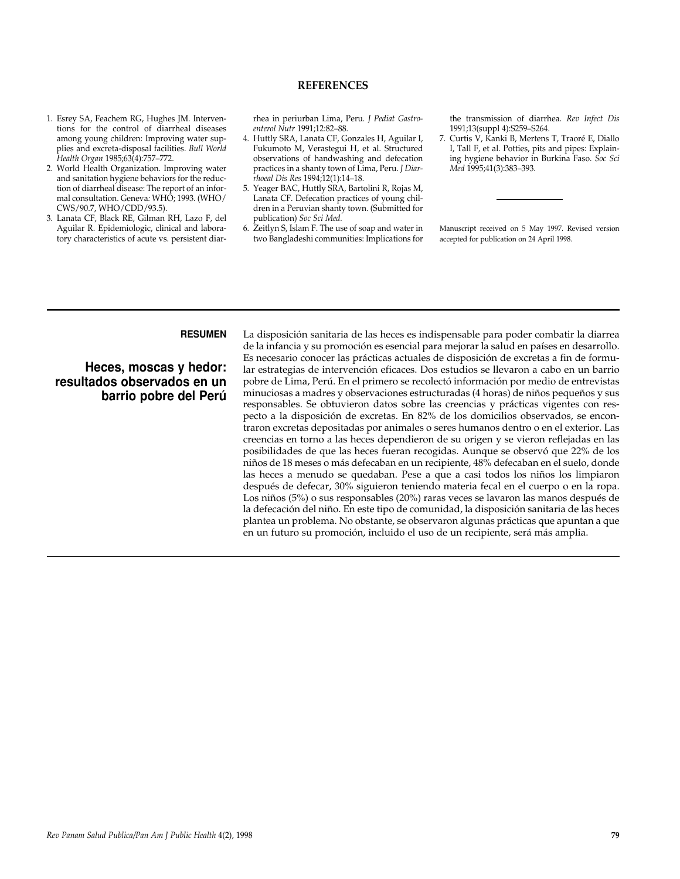## REFERENCES

1. Esrey SA, Feachem RG, Hughes JM. Interventions for the control of diarrheal diseases among young children: Improving water supplies and excreta-disposal facilities. *Bull World Health Organ* 1985;63(4):757–772.
2. World Health Organization. Improving water and sanitation hygiene behaviors for the reduction of diarrheal disease: The report of an informal consultation. Geneva*:* WHO; 1993. (WHO/CWS/90.7, WHO/CDD/93.5).
3. Lanata CF, Black RE, Gilman RH, Lazo F, del Aguilar R. Epidemiologic, clinical and laboratory characteristics of acute vs. persistent diarrhea in periurban Lima, Peru. *J Pediat Gastroenterol Nutr* 1991;12:82–88.
4. Huttly SRA, Lanata CF, Gonzales H, Aguilar I, Fukumoto M, Verastegui H, et al. Structured observations of handwashing and defecation practices in a shanty town of Lima, Peru. *J Diarrhoeal Dis Res* 1994;12(1):14–18.
5. Yeager BAC, Huttly SRA, Bartolini R, Rojas M, Lanata CF. Defecation practices of young children in a Peruvian shanty town. (Submitted for publication) *Soc Sci Med.*
6. Zeitlyn S, Islam F. The use of soap and water in two Bangladeshi communities: Implications for the transmission of diarrhea. *Rev Infect Dis* 1991;13(suppl 4):S259–S264.
7. Curtis V, Kanki B, Mertens T, Traoré E, Diallo I, Tall F, et al. Potties, pits and pipes: Explaining hygiene behavior in Burkina Faso. *Soc Sci Med* 1995;41(3):383–393.

Manuscript received on 5 May 1997. Revised version accepted for publication on 24 April 1998.

---

**RESUMEN**

## Heces, moscas y hedor: resultados observados en un barrio pobre del Perú

La disposición sanitaria de las heces es indispensable para poder combatir la diarrea de la infancia y su promoción es esencial para mejorar la salud en países en desarrollo. Es necesario conocer las prácticas actuales de disposición de excretas a fin de formular estrategias de intervención eficaces. Dos estudios se llevaron a cabo en un barrio pobre de Lima, Perú. En el primero se recolectó información por medio de entrevistas minuciosas a madres y observaciones estructuradas (4 horas) de niños pequeños y sus responsables. Se obtuvieron datos sobre las creencias y prácticas vigentes con respecto a la disposición de excretas. En 82% de los domicilios observados, se encontraron excretas depositadas por animales o seres humanos dentro o en el exterior. Las creencias en torno a las heces dependieron de su origen y se vieron reflejadas en las posibilidades de que las heces fueran recogidas. Aunque se observó que 22% de los niños de 18 meses o más defecaban en un recipiente, 48% defecaban en el suelo, donde las heces a menudo se quedaban. Pese a que a casi todos los niños los limpiaron después de defecar, 30% siguieron teniendo materia fecal en el cuerpo o en la ropa. Los niños (5%) o sus responsables (20%) raras veces se lavaron las manos después de la defecación del niño. En este tipo de comunidad, la disposición sanitaria de las heces plantea un problema. No obstante, se observaron algunas prácticas que apuntan a que en un futuro su promoción, incluido el uso de un recipiente, será más amplia.